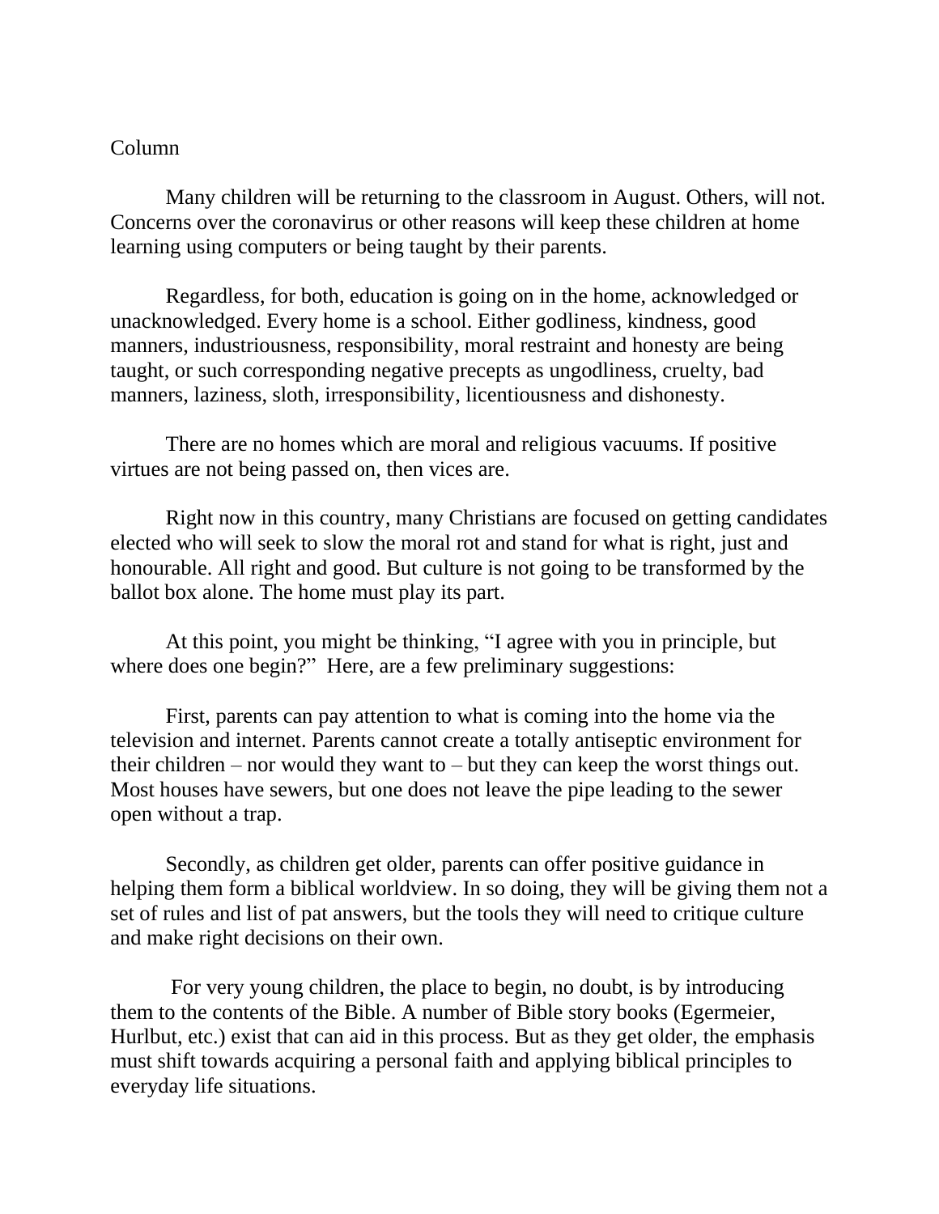Column

Many children will be returning to the classroom in August. Others, will not. Concerns over the coronavirus or other reasons will keep these children at home learning using computers or being taught by their parents.

Regardless, for both, education is going on in the home, acknowledged or unacknowledged. Every home is a school. Either godliness, kindness, good manners, industriousness, responsibility, moral restraint and honesty are being taught, or such corresponding negative precepts as ungodliness, cruelty, bad manners, laziness, sloth, irresponsibility, licentiousness and dishonesty.

There are no homes which are moral and religious vacuums. If positive virtues are not being passed on, then vices are.

Right now in this country, many Christians are focused on getting candidates elected who will seek to slow the moral rot and stand for what is right, just and honourable. All right and good. But culture is not going to be transformed by the ballot box alone. The home must play its part.

At this point, you might be thinking, "I agree with you in principle, but where does one begin?" Here, are a few preliminary suggestions:

First, parents can pay attention to what is coming into the home via the television and internet. Parents cannot create a totally antiseptic environment for their children – nor would they want to – but they can keep the worst things out. Most houses have sewers, but one does not leave the pipe leading to the sewer open without a trap.

Secondly, as children get older, parents can offer positive guidance in helping them form a biblical worldview. In so doing, they will be giving them not a set of rules and list of pat answers, but the tools they will need to critique culture and make right decisions on their own.

For very young children, the place to begin, no doubt, is by introducing them to the contents of the Bible. A number of Bible story books (Egermeier, Hurlbut, etc.) exist that can aid in this process. But as they get older, the emphasis must shift towards acquiring a personal faith and applying biblical principles to everyday life situations.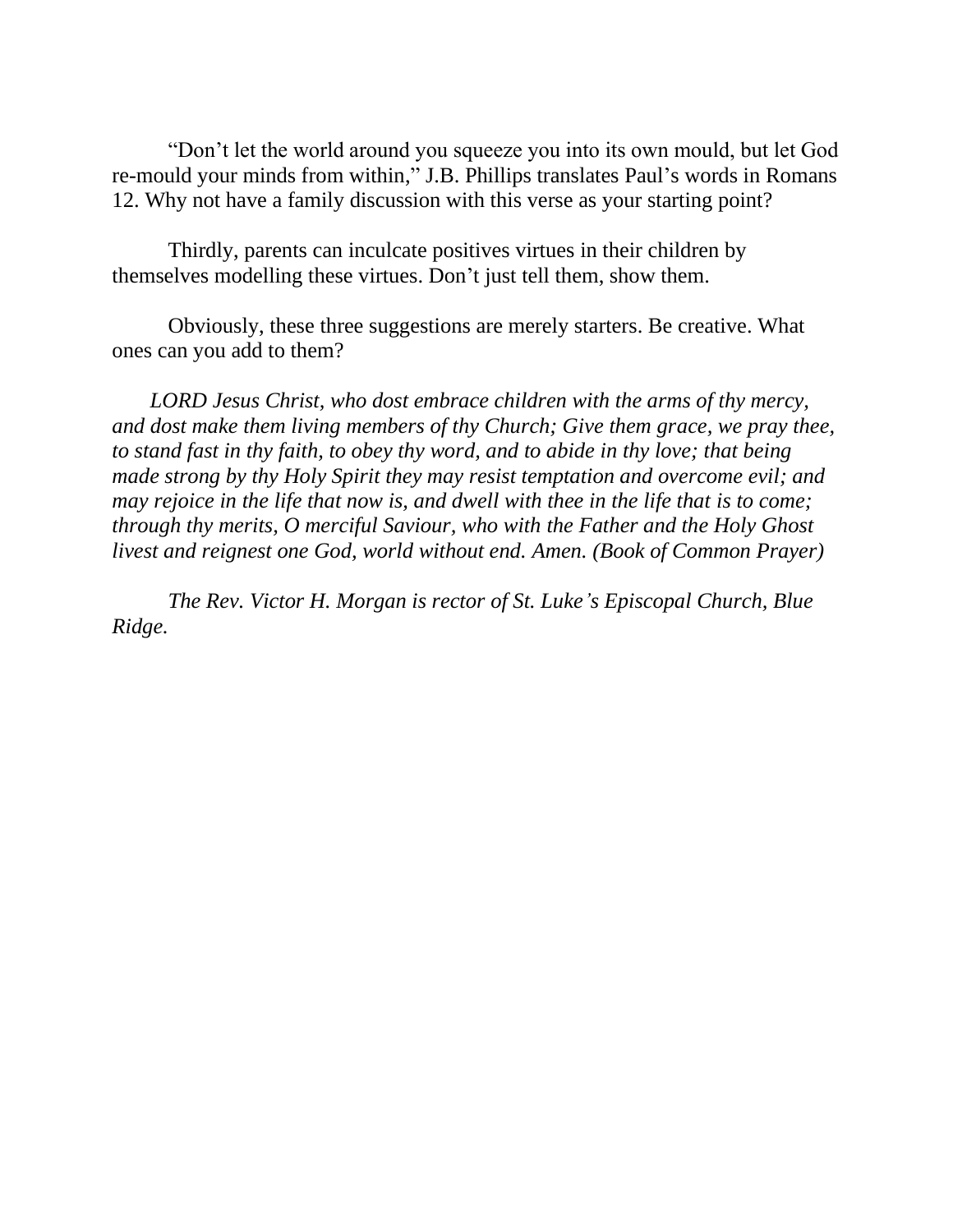"Don't let the world around you squeeze you into its own mould, but let God re-mould your minds from within," J.B. Phillips translates Paul's words in Romans 12. Why not have a family discussion with this verse as your starting point?

Thirdly, parents can inculcate positives virtues in their children by themselves modelling these virtues. Don't just tell them, show them.

Obviously, these three suggestions are merely starters. Be creative. What ones can you add to them?

*LORD Jesus Christ, who dost embrace children with the arms of thy mercy, and dost make them living members of thy Church; Give them grace, we pray thee, to stand fast in thy faith, to obey thy word, and to abide in thy love; that being made strong by thy Holy Spirit they may resist temptation and overcome evil; and may rejoice in the life that now is, and dwell with thee in the life that is to come; through thy merits, O merciful Saviour, who with the Father and the Holy Ghost livest and reignest one God, world without end. Amen. (Book of Common Prayer)*

*The Rev. Victor H. Morgan is rector of St. Luke's Episcopal Church, Blue Ridge.*